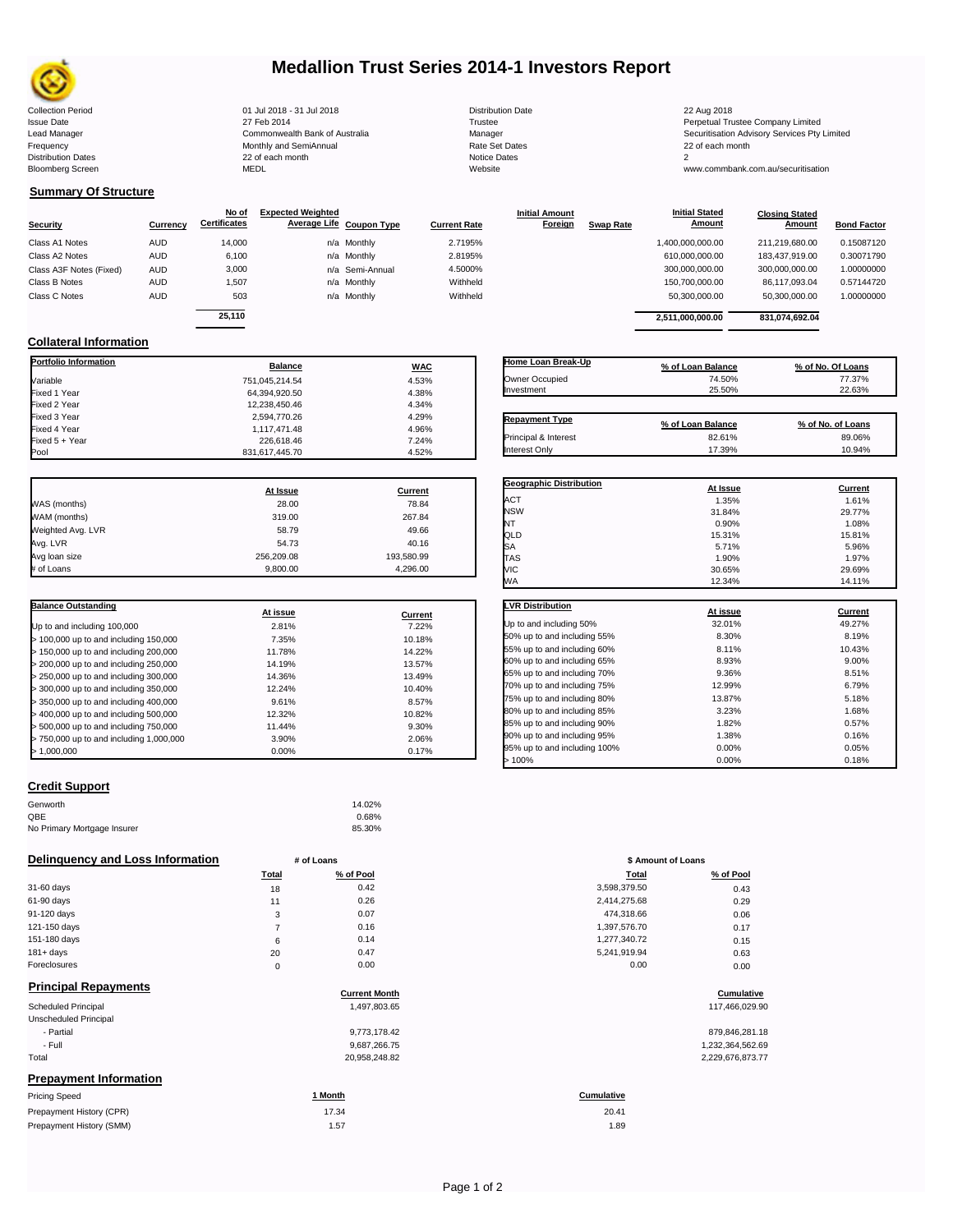# Medallion Trust Series 2014-1 Investors Report

| | | | |
|---|---|---|---|
| Collection Period | 01 Jul 2018 - 31 Jul 2018 | Distribution Date | 22 Aug 2018 |
| Issue Date | 27 Feb 2014 | Trustee | Perpetual Trustee Company Limited |
| Lead Manager | Commonwealth Bank of Australia | Manager | Securitisation Advisory Services Pty Limited |
| Frequency | Monthly and SemiAnnual | Rate Set Dates | 22 of each month |
| Distribution Dates | 22 of each month | Notice Dates | 2 |
| Bloomberg Screen | MEDL | Website | www.commbank.com.au/securitisation |

## Summary Of Structure

| Security | Currency | No of Certificates | Expected Weighted Average Life | Coupon Type | Current Rate | Initial Amount Foreign | Swap Rate | Initial Stated Amount | Closing Stated Amount | Bond Factor |
|---|---|---|---|---|---|---|---|---|---|---|
| Class A1 Notes | AUD | 14,000 | n/a | Monthly | 2.7195% | | | 1,400,000,000.00 | 211,219,680.00 | 0.15087120 |
| Class A2 Notes | AUD | 6,100 | n/a | Monthly | 2.8195% | | | 610,000,000.00 | 183,437,919.00 | 0.30071790 |
| Class A3F Notes (Fixed) | AUD | 3,000 | n/a | Semi-Annual | 4.5000% | | | 300,000,000.00 | 300,000,000.00 | 1.00000000 |
| Class B Notes | AUD | 1,507 | n/a | Monthly | Withheld | | | 150,700,000.00 | 86,117,093.04 | 0.57144720 |
| Class C Notes | AUD | 503 | n/a | Monthly | Withheld | | | 50,300,000.00 | 50,300,000.00 | 1.00000000 |
| | | 25,110 | | | | | | 2,511,000,000.00 | 831,074,692.04 | |

## Collateral Information

| Portfolio Information | Balance | WAC |
|---|---|---|
| Variable | 751,045,214.54 | 4.53% |
| Fixed 1 Year | 64,394,920.50 | 4.38% |
| Fixed 2 Year | 12,238,450.46 | 4.34% |
| Fixed 3 Year | 2,594,770.26 | 4.29% |
| Fixed 4 Year | 1,117,471.48 | 4.96% |
| Fixed 5 + Year | 226,618.46 | 7.24% |
| Pool | 831,617,445.70 | 4.52% |

| Home Loan Break-Up | % of Loan Balance | % of No. Of Loans |
|---|---|---|
| Owner Occupied | 74.50% | 77.37% |
| Investment | 25.50% | 22.63% |

| Repayment Type | % of Loan Balance | % of No. of Loans |
|---|---|---|
| Principal & Interest | 82.61% | 89.06% |
| Interest Only | 17.39% | 10.94% |

| | At Issue | Current |
|---|---|---|
| WAS (months) | 28.00 | 78.84 |
| WAM (months) | 319.00 | 267.84 |
| Weighted Avg. LVR | 58.79 | 49.66 |
| Avg. LVR | 54.73 | 40.16 |
| Avg loan size | 256,209.08 | 193,580.99 |
| # of Loans | 9,800.00 | 4,296.00 |

| Geographic Distribution | At Issue | Current |
|---|---|---|
| ACT | 1.35% | 1.61% |
| NSW | 31.84% | 29.77% |
| NT | 0.90% | 1.08% |
| QLD | 15.31% | 15.81% |
| SA | 5.71% | 5.96% |
| TAS | 1.90% | 1.97% |
| VIC | 30.65% | 29.69% |
| WA | 12.34% | 14.11% |

| Balance Outstanding | At issue | Current |
|---|---|---|
| Up to and including 100,000 | 2.81% | 7.22% |
| > 100,000 up to and including 150,000 | 7.35% | 10.18% |
| > 150,000 up to and including 200,000 | 11.78% | 14.22% |
| > 200,000 up to and including 250,000 | 14.19% | 13.57% |
| > 250,000 up to and including 300,000 | 14.36% | 13.49% |
| > 300,000 up to and including 350,000 | 12.24% | 10.40% |
| > 350,000 up to and including 400,000 | 9.61% | 8.57% |
| > 400,000 up to and including 500,000 | 12.32% | 10.82% |
| > 500,000 up to and including 750,000 | 11.44% | 9.30% |
| > 750,000 up to and including 1,000,000 | 3.90% | 2.06% |
| > 1,000,000 | 0.00% | 0.17% |

| LVR Distribution | At issue | Current |
|---|---|---|
| Up to and including 50% | 32.01% | 49.27% |
| 50% up to and including 55% | 8.30% | 8.19% |
| 55% up to and including 60% | 8.11% | 10.43% |
| 60% up to and including 65% | 8.93% | 9.00% |
| 65% up to and including 70% | 9.36% | 8.51% |
| 70% up to and including 75% | 12.99% | 6.79% |
| 75% up to and including 80% | 13.87% | 5.18% |
| 80% up to and including 85% | 3.23% | 1.68% |
| 85% up to and including 90% | 1.82% | 0.57% |
| 90% up to and including 95% | 1.38% | 0.16% |
| 95% up to and including 100% | 0.00% | 0.05% |
| > 100% | 0.00% | 0.18% |

## Credit Support

| | |
|---|---|
| Genworth | 14.02% |
| QBE | 0.68% |
| No Primary Mortgage Insurer | 85.30% |

## Delinquency and Loss Information

| | # of Loans Total | # of Loans % of Pool | $ Amount of Loans Total | $ Amount of Loans % of Pool |
|---|---|---|---|---|
| 31-60 days | 18 | 0.42 | 3,598,379.50 | 0.43 |
| 61-90 days | 11 | 0.26 | 2,414,275.68 | 0.29 |
| 91-120 days | 3 | 0.07 | 474,318.66 | 0.06 |
| 121-150 days | 7 | 0.16 | 1,397,576.70 | 0.17 |
| 151-180 days | 6 | 0.14 | 1,277,340.72 | 0.15 |
| 181+ days | 20 | 0.47 | 5,241,919.94 | 0.63 |
| Foreclosures | 0 | 0.00 | 0.00 | 0.00 |

## Principal Repayments

| | Current Month | Cumulative |
|---|---|---|
| Scheduled Principal | 1,497,803.65 | 117,466,029.90 |
| Unscheduled Principal | | |
| - Partial | 9,773,178.42 | 879,846,281.18 |
| - Full | 9,687,266.75 | 1,232,364,562.69 |
| Total | 20,958,248.82 | 2,229,676,873.77 |

## Prepayment Information

| Pricing Speed | 1 Month | Cumulative |
|---|---|---|
| Prepayment History (CPR) | 17.34 | 20.41 |
| Prepayment History (SMM) | 1.57 | 1.89 |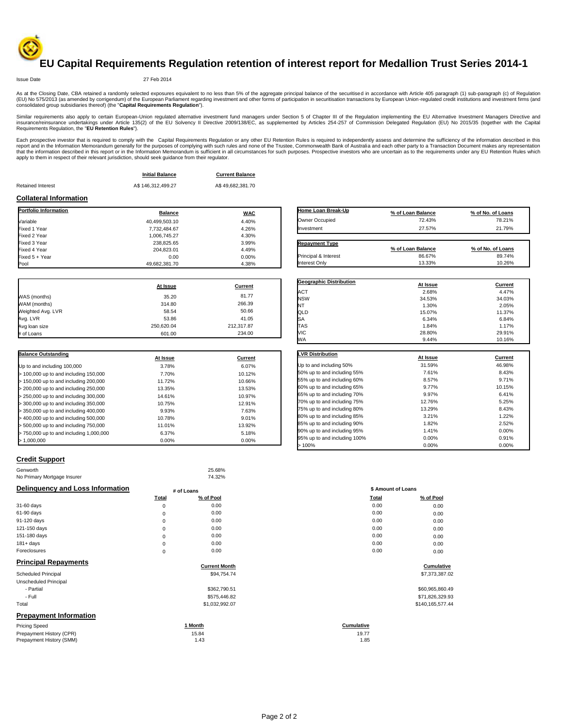# EU Capital Requirements Regulation retention of interest report for Medallion Trust Series 2014-1

Issue Date 27 Feb 2014

As at the Closing Date, CBA retained a randomly selected exposures equivalent to no less than 5% of the aggregate principal balance of the securitised in accordance with Article 405 paragraph (1) sub-paragraph (c) of Regulation (EU) No 575/2013 (as amended by corrigendum) of the European Parliament regarding investment and other forms of participation in securitisation transactions by European Union-regulated credit institutions and investment firms (and consolidated group subsidiaries thereof) (the "**Capital Requirements Regulation**").

Similar requirements also apply to certain European-Union regulated alternative investment fund managers under Section 5 of Chapter III of the Regulation implementing the EU Alternative Investment Managers Directive and insurance/reinsurance undertakings under Article 135(2) of the EU Solvency II Directive 2009/138/EC, as supplemented by Articles 254-257 of Commission Delegated Regulation (EU) No 2015/35 (together with the Capital Requirements Regulation, the "**EU Retention Rules**").

Each prospective investor that is required to comply with the Capital Requirements Regulation or any other EU Retention Rules is required to independently assess and determine the sufficiency of the information described in this report and in the Information Memorandum generally for the purposes of complying with such rules and none of the Trustee, Commonwealth Bank of Australia and each other party to a Transaction Document makes any representation that the information described in this report or in the Information Memorandum is sufficient in all circumstances for such purposes. Prospective investors who are uncertain as to the requirements under any EU Retention Rules which apply to them in respect of their relevant jurisdiction, should seek guidance from their regulator.

| | Initial Balance | Current Balance |
|---|---|---|
| Retained Interest | A$ 146,312,499.27 | A$ 49,682,381.70 |

## Collateral Information

| Portfolio Information | Balance | WAC |
|---|---|---|
| Variable | 40,499,503.10 | 4.40% |
| Fixed 1 Year | 7,732,484.67 | 4.26% |
| Fixed 2 Year | 1,006,745.27 | 4.30% |
| Fixed 3 Year | 238,825.65 | 3.99% |
| Fixed 4 Year | 204,823.01 | 4.49% |
| Fixed 5 + Year | 0.00 | 0.00% |
| Pool | 49,682,381.70 | 4.38% |

| Home Loan Break-Up | % of Loan Balance | % of No. of Loans |
|---|---|---|
| Owner Occupied | 72.43% | 78.21% |
| Investment | 27.57% | 21.79% |

| Repayment Type | % of Loan Balance | % of No. of Loans |
|---|---|---|
| Principal & Interest | 86.67% | 89.74% |
| Interest Only | 13.33% | 10.26% |

| | At Issue | Current |
|---|---|---|
| WAS (months) | 35.20 | 81.77 |
| WAM (months) | 314.80 | 266.39 |
| Weighted Avg. LVR | 58.54 | 50.66 |
| Avg. LVR | 53.86 | 41.05 |
| Avg loan size | 250,620.04 | 212,317.87 |
| # of Loans | 601.00 | 234.00 |

| Geographic Distribution | At Issue | Current |
|---|---|---|
| ACT | 2.68% | 4.47% |
| NSW | 34.53% | 34.03% |
| NT | 1.30% | 2.05% |
| QLD | 15.07% | 11.37% |
| SA | 6.34% | 6.84% |
| TAS | 1.84% | 1.17% |
| VIC | 28.80% | 29.91% |
| WA | 9.44% | 10.16% |

| Balance Outstanding | At Issue | Current |
|---|---|---|
| Up to and including 100,000 | 3.78% | 6.07% |
| > 100,000 up to and including 150,000 | 7.70% | 10.12% |
| > 150,000 up to and including 200,000 | 11.72% | 10.66% |
| > 200,000 up to and including 250,000 | 13.35% | 13.53% |
| > 250,000 up to and including 300,000 | 14.61% | 10.97% |
| > 300,000 up to and including 350,000 | 10.75% | 12.91% |
| > 350,000 up to and including 400,000 | 9.93% | 7.63% |
| > 400,000 up to and including 500,000 | 10.78% | 9.01% |
| > 500,000 up to and including 750,000 | 11.01% | 13.92% |
| > 750,000 up to and including 1,000,000 | 6.37% | 5.18% |
| > 1,000,000 | 0.00% | 0.00% |

| LVR Distribution | At Issue | Current |
|---|---|---|
| Up to and including 50% | 31.59% | 46.98% |
| 50% up to and including 55% | 7.61% | 8.43% |
| 55% up to and including 60% | 8.57% | 9.71% |
| 60% up to and including 65% | 9.77% | 10.15% |
| 65% up to and including 70% | 9.97% | 6.41% |
| 70% up to and including 75% | 12.76% | 5.25% |
| 75% up to and including 80% | 13.29% | 8.43% |
| 80% up to and including 85% | 3.21% | 1.22% |
| 85% up to and including 90% | 1.82% | 2.52% |
| 90% up to and including 95% | 1.41% | 0.00% |
| 95% up to and including 100% | 0.00% | 0.91% |
| > 100% | 0.00% | 0.00% |

## Credit Support

| | |
|---|---|
| Genworth | 25.68% |
| No Primary Mortgage Insurer | 74.32% |

## Delinquency and Loss Information

| | # of Loans | | \$ Amount of Loans | |
|---|---|---|---|---|
| | Total | % of Pool | Total | % of Pool |
| 31-60 days | 0 | 0.00 | 0.00 | 0.00 |
| 61-90 days | 0 | 0.00 | 0.00 | 0.00 |
| 91-120 days | 0 | 0.00 | 0.00 | 0.00 |
| 121-150 days | 0 | 0.00 | 0.00 | 0.00 |
| 151-180 days | 0 | 0.00 | 0.00 | 0.00 |
| 181+ days | 0 | 0.00 | 0.00 | 0.00 |
| Foreclosures | 0 | 0.00 | 0.00 | 0.00 |

## Principal Repayments

| | Current Month | Cumulative |
|---|---|---|
| Scheduled Principal | $94,754.74 | $7,373,387.02 |
| Unscheduled Principal | | |
| - Partial | $362,790.51 | $60,965,860.49 |
| - Full | $575,446.82 | $71,826,329.93 |
| Total | $1,032,992.07 | $140,165,577.44 |

## Prepayment Information

| Pricing Speed | 1 Month | Cumulative |
|---|---|---|
| Prepayment History (CPR) | 15.84 | 19.77 |
| Prepayment History (SMM) | 1.43 | 1.85 |